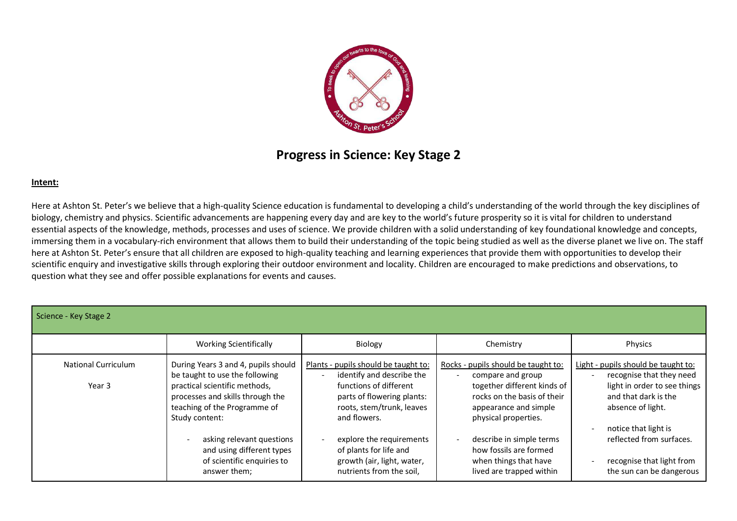## Progress in Science: Key Stage 2

**Intent:**

Here at Ashton St. Peter's we believe that a high-quality Science education is fundamental to developing a child's understanding of the world through the key disciplines of biology, chemistry and physics. Scientific advancements are happening every day and are key to the world's future prosperity so it is vital for children to understand essential aspects of the knowledge, methods, processes and uses of science. We provide children with a solid understanding of key foundational knowledge and concepts, immersing them in a vocabulary-rich environment that allows them to build their understanding of the topic being studied as well as the diverse planet we live on. The staff here at Ashton St. Peter's ensure that all children are exposed to high-quality teaching and learning experiences that provide them with opportunities to develop their scientific enquiry and investigative skills through exploring their outdoor environment and locality. Children are encouraged to make predictions and observations, to question what they see and offer possible explanations for events and causes.

| Science - Key Stage 2 | | | | |
|---|---|---|---|---|
| | Working Scientifically | Biology | Chemistry | Physics |
| National Curriculum<br><br>Year 3 | During Years 3 and 4, pupils should be taught to use the following practical scientific methods, processes and skills through the teaching of the Programme of Study content:<br><br>- asking relevant questions and using different types of scientific enquiries to answer them; | Plants - pupils should be taught to:<br>- identify and describe the functions of different parts of flowering plants: roots, stem/trunk, leaves and flowers.<br><br>- explore the requirements of plants for life and growth (air, light, water, nutrients from the soil, | Rocks - pupils should be taught to:<br>- compare and group together different kinds of rocks on the basis of their appearance and simple physical properties.<br><br>- describe in simple terms how fossils are formed when things that have lived are trapped within | Light - pupils should be taught to:<br>- recognise that they need light in order to see things and that dark is the absence of light.<br><br>- notice that light is reflected from surfaces.<br><br>- recognise that light from the sun can be dangerous |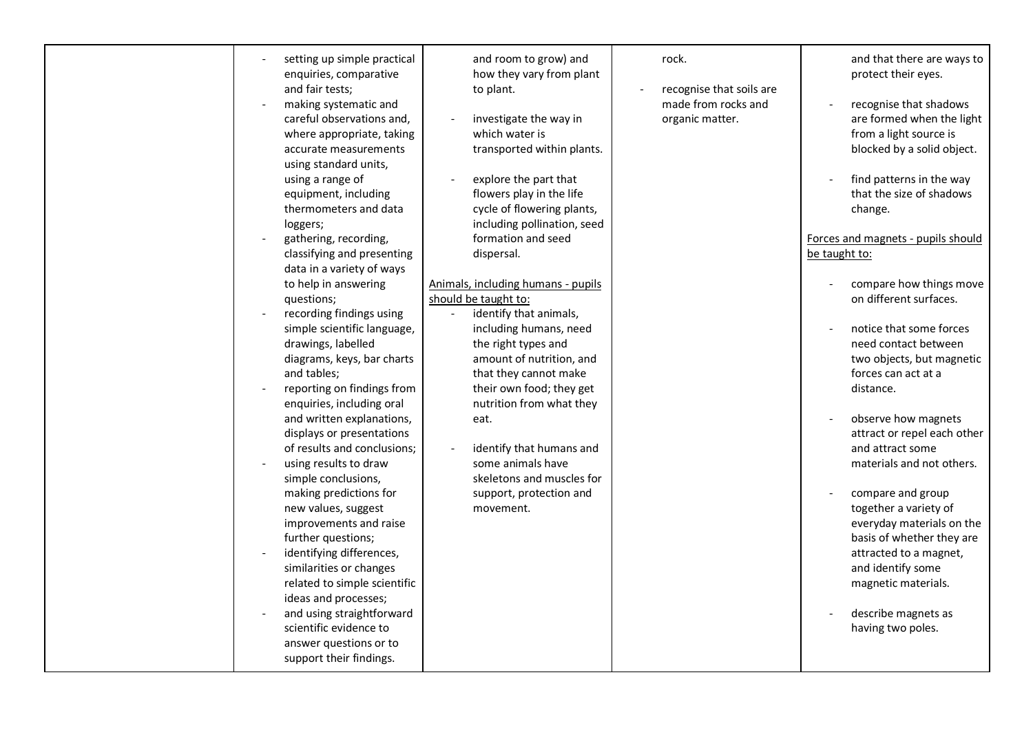| | | | | |
|---|---|---|---|---|
| | - setting up simple practical enquiries, comparative and fair tests;<br>- making systematic and careful observations and, where appropriate, taking accurate measurements using standard units, using a range of equipment, including thermometers and data loggers;<br>- gathering, recording, classifying and presenting data in a variety of ways to help in answering questions;<br>- recording findings using simple scientific language, drawings, labelled diagrams, keys, bar charts and tables;<br>- reporting on findings from enquiries, including oral and written explanations, displays or presentations of results and conclusions;<br>- using results to draw simple conclusions, making predictions for new values, suggest improvements and raise further questions;<br>- identifying differences, similarities or changes related to simple scientific ideas and processes;<br>- and using straightforward scientific evidence to answer questions or to support their findings. | and room to grow) and how they vary from plant to plant.<br><br>- investigate the way in which water is transported within plants.<br><br>- explore the part that flowers play in the life cycle of flowering plants, including pollination, seed formation and seed dispersal.<br><br><u>Animals, including humans - pupils should be taught to:</u><br>- identify that animals, including humans, need the right types and amount of nutrition, and that they cannot make their own food; they get nutrition from what they eat.<br><br>- identify that humans and some animals have skeletons and muscles for support, protection and movement. | rock.<br><br>- recognise that soils are made from rocks and organic matter. | and that there are ways to protect their eyes.<br><br>- recognise that shadows are formed when the light from a light source is blocked by a solid object.<br><br>- find patterns in the way that the size of shadows change.<br><br><u>Forces and magnets - pupils should be taught to:</u><br>- compare how things move on different surfaces.<br><br>- notice that some forces need contact between two objects, but magnetic forces can act at a distance.<br><br>- observe how magnets attract or repel each other and attract some materials and not others.<br><br>- compare and group together a variety of everyday materials on the basis of whether they are attracted to a magnet, and identify some magnetic materials.<br><br>- describe magnets as having two poles. |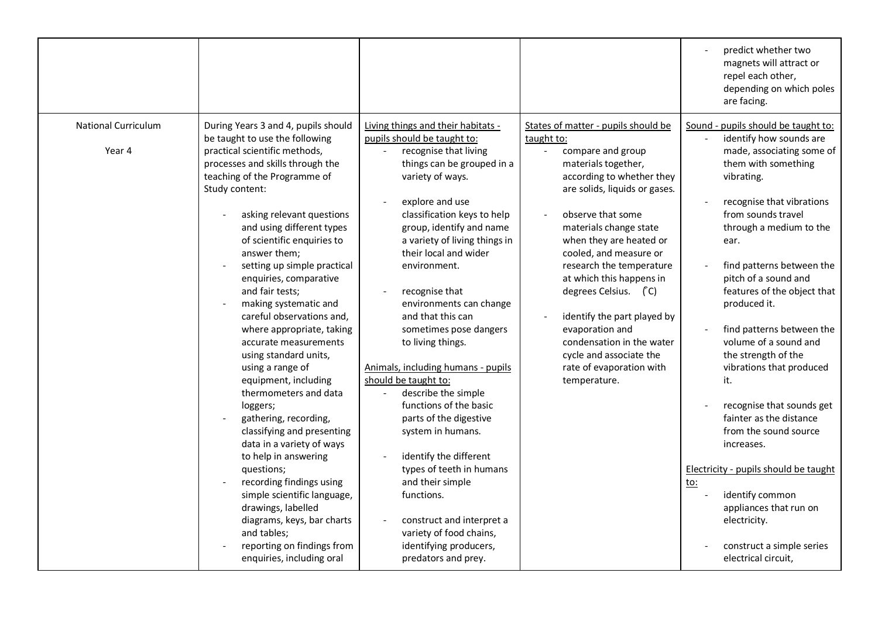| | | | | |
|---|---|---|---|---|
| | | | | - predict whether two magnets will attract or repel each other, depending on which poles are facing. |
| National Curriculum<br><br>Year 4 | During Years 3 and 4, pupils should be taught to use the following practical scientific methods, processes and skills through the teaching of the Programme of Study content:<br><br>- asking relevant questions and using different types of scientific enquiries to answer them;<br>- setting up simple practical enquiries, comparative and fair tests;<br>- making systematic and careful observations and, where appropriate, taking accurate measurements using standard units, using a range of equipment, including thermometers and data loggers;<br>- gathering, recording, classifying and presenting data in a variety of ways to help in answering questions;<br>- recording findings using simple scientific language, drawings, labelled diagrams, keys, bar charts and tables;<br>- reporting on findings from enquiries, including oral | Living things and their habitats - pupils should be taught to:<br>- recognise that living things can be grouped in a variety of ways.<br><br>- explore and use classification keys to help group, identify and name a variety of living things in their local and wider environment.<br><br>- recognise that environments can change and that this can sometimes pose dangers to living things.<br><br>Animals, including humans - pupils should be taught to:<br>- describe the simple functions of the basic parts of the digestive system in humans.<br><br>- identify the different types of teeth in humans and their simple functions.<br><br>- construct and interpret a variety of food chains, identifying producers, predators and prey. | States of matter - pupils should be taught to:<br>- compare and group materials together, according to whether they are solids, liquids or gases.<br><br>- observe that some materials change state when they are heated or cooled, and measure or research the temperature at which this happens in degrees Celsius. (°C)<br><br>- identify the part played by evaporation and condensation in the water cycle and associate the rate of evaporation with temperature. | Sound - pupils should be taught to:<br>- identify how sounds are made, associating some of them with something vibrating.<br><br>- recognise that vibrations from sounds travel through a medium to the ear.<br><br>- find patterns between the pitch of a sound and features of the object that produced it.<br><br>- find patterns between the volume of a sound and the strength of the vibrations that produced it.<br><br>- recognise that sounds get fainter as the distance from the sound source increases.<br><br>Electricity - pupils should be taught to:<br>- identify common appliances that run on electricity.<br><br>- construct a simple series electrical circuit, |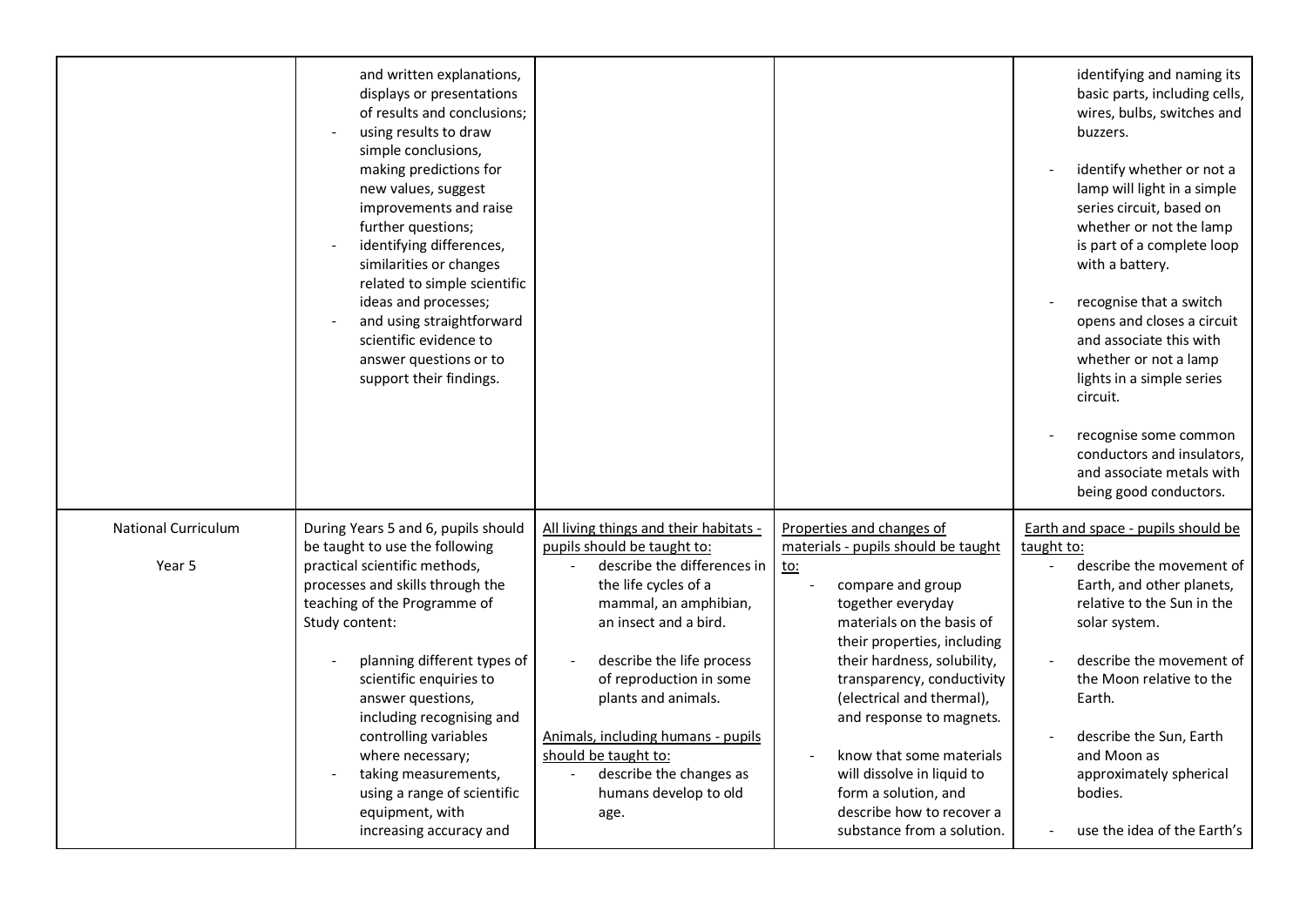| | | | | |
|---|---|---|---|---|
| | and written explanations, displays or presentations of results and conclusions;<br>- using results to draw simple conclusions, making predictions for new values, suggest improvements and raise further questions;<br>- identifying differences, similarities or changes related to simple scientific ideas and processes;<br>- and using straightforward scientific evidence to answer questions or to support their findings. | | | identifying and naming its basic parts, including cells, wires, bulbs, switches and buzzers.<br><br>- identify whether or not a lamp will light in a simple series circuit, based on whether or not the lamp is part of a complete loop with a battery.<br><br>- recognise that a switch opens and closes a circuit and associate this with whether or not a lamp lights in a simple series circuit.<br><br>- recognise some common conductors and insulators, and associate metals with being good conductors. |
| National Curriculum<br><br>Year 5 | During Years 5 and 6, pupils should be taught to use the following practical scientific methods, processes and skills through the teaching of the Programme of Study content:<br><br>- planning different types of scientific enquiries to answer questions, including recognising and controlling variables where necessary;<br>- taking measurements, using a range of scientific equipment, with increasing accuracy and | <u>All living things and their habitats - pupils should be taught to:</u><br>- describe the differences in the life cycles of a mammal, an amphibian, an insect and a bird.<br><br>- describe the life process of reproduction in some plants and animals.<br><br><u>Animals, including humans - pupils should be taught to:</u><br>- describe the changes as humans develop to old age. | <u>Properties and changes of materials - pupils should be taught to:</u><br>- compare and group together everyday materials on the basis of their properties, including their hardness, solubility, transparency, conductivity (electrical and thermal), and response to magnets.<br><br>- know that some materials will dissolve in liquid to form a solution, and describe how to recover a substance from a solution. | <u>Earth and space - pupils should be taught to:</u><br>- describe the movement of Earth, and other planets, relative to the Sun in the solar system.<br><br>- describe the movement of the Moon relative to the Earth.<br><br>- describe the Sun, Earth and Moon as approximately spherical bodies.<br><br>- use the idea of the Earth's |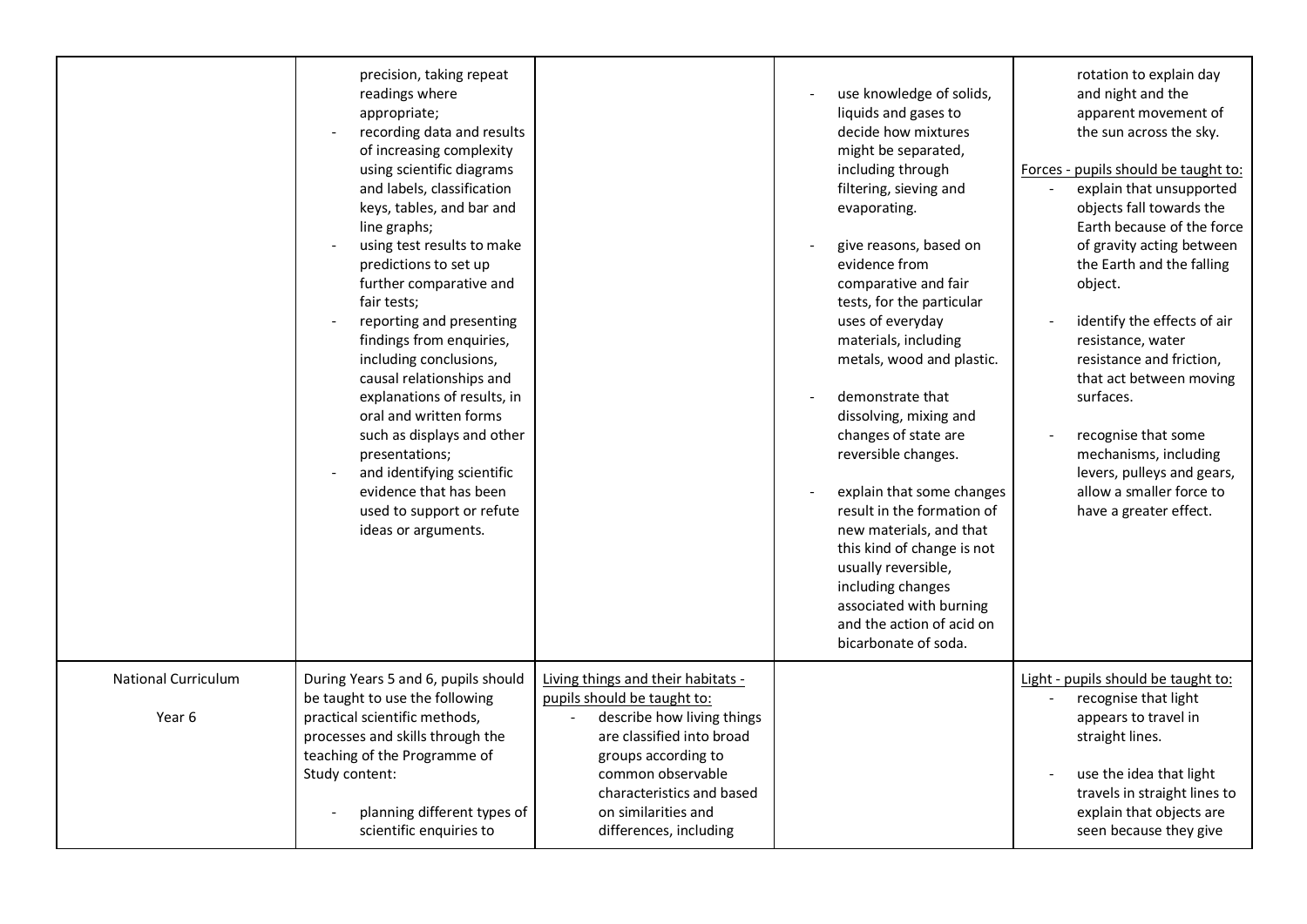| | | | | |
|---|---|---|---|---|
| | precision, taking repeat readings where appropriate;<br>- recording data and results of increasing complexity using scientific diagrams and labels, classification keys, tables, and bar and line graphs;<br>- using test results to make predictions to set up further comparative and fair tests;<br>- reporting and presenting findings from enquiries, including conclusions, causal relationships and explanations of results, in oral and written forms such as displays and other presentations;<br>- and identifying scientific evidence that has been used to support or refute ideas or arguments. | | - use knowledge of solids, liquids and gases to decide how mixtures might be separated, including through filtering, sieving and evaporating.<br><br>- give reasons, based on evidence from comparative and fair tests, for the particular uses of everyday materials, including metals, wood and plastic.<br><br>- demonstrate that dissolving, mixing and changes of state are reversible changes.<br><br>- explain that some changes result in the formation of new materials, and that this kind of change is not usually reversible, including changes associated with burning and the action of acid on bicarbonate of soda. | rotation to explain day and night and the apparent movement of the sun across the sky.<br><br>Forces - pupils should be taught to:<br>- explain that unsupported objects fall towards the Earth because of the force of gravity acting between the Earth and the falling object.<br><br>- identify the effects of air resistance, water resistance and friction, that act between moving surfaces.<br><br>- recognise that some mechanisms, including levers, pulleys and gears, allow a smaller force to have a greater effect. |
| National Curriculum<br><br>Year 6 | During Years 5 and 6, pupils should be taught to use the following practical scientific methods, processes and skills through the teaching of the Programme of Study content:<br><br>- planning different types of scientific enquiries to | Living things and their habitats - pupils should be taught to:<br>- describe how living things are classified into broad groups according to common observable characteristics and based on similarities and differences, including | | Light - pupils should be taught to:<br>- recognise that light appears to travel in straight lines.<br><br>- use the idea that light travels in straight lines to explain that objects are seen because they give |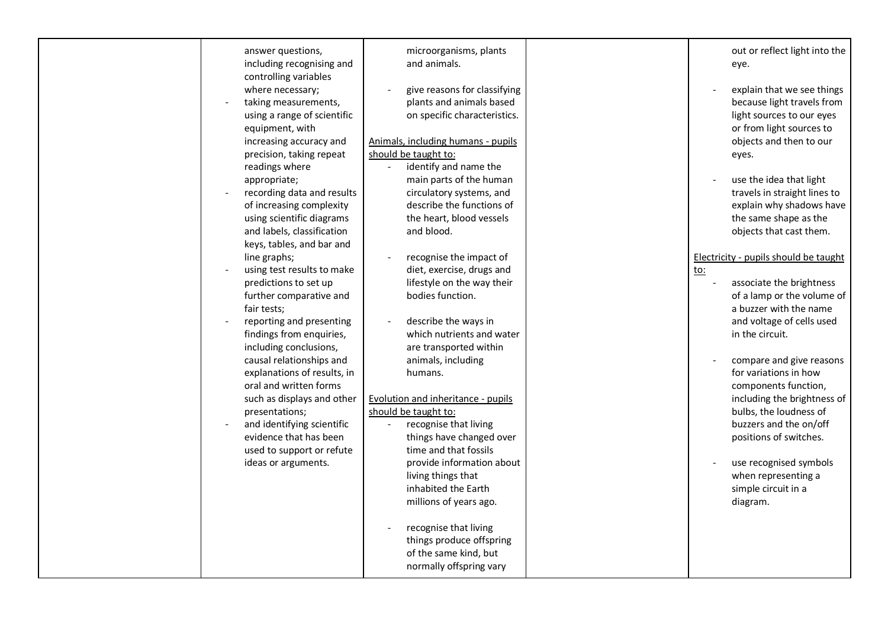| | | | | |
|---|---|---|---|---|
| | answer questions, including recognising and controlling variables where necessary;<br>- taking measurements, using a range of scientific equipment, with increasing accuracy and precision, taking repeat readings where appropriate;<br>- recording data and results of increasing complexity using scientific diagrams and labels, classification keys, tables, and bar and line graphs;<br>- using test results to make predictions to set up further comparative and fair tests;<br>- reporting and presenting findings from enquiries, including conclusions, causal relationships and explanations of results, in oral and written forms such as displays and other presentations;<br>- and identifying scientific evidence that has been used to support or refute ideas or arguments. | microorganisms, plants and animals.<br>- give reasons for classifying plants and animals based on specific characteristics.<br><br><u>Animals, including humans - pupils should be taught to:</u><br>- identify and name the main parts of the human circulatory systems, and describe the functions of the heart, blood vessels and blood.<br>- recognise the impact of diet, exercise, drugs and lifestyle on the way their bodies function.<br>- describe the ways in which nutrients and water are transported within animals, including humans.<br><br><u>Evolution and inheritance - pupils should be taught to:</u><br>- recognise that living things have changed over time and that fossils provide information about living things that inhabited the Earth millions of years ago.<br>- recognise that living things produce offspring of the same kind, but normally offspring vary | | out or reflect light into the eye.<br>- explain that we see things because light travels from light sources to our eyes or from light sources to objects and then to our eyes.<br>- use the idea that light travels in straight lines to explain why shadows have the same shape as the objects that cast them.<br><br><u>Electricity - pupils should be taught to:</u><br>- associate the brightness of a lamp or the volume of a buzzer with the name and voltage of cells used in the circuit.<br>- compare and give reasons for variations in how components function, including the brightness of bulbs, the loudness of buzzers and the on/off positions of switches.<br>- use recognised symbols when representing a simple circuit in a diagram. |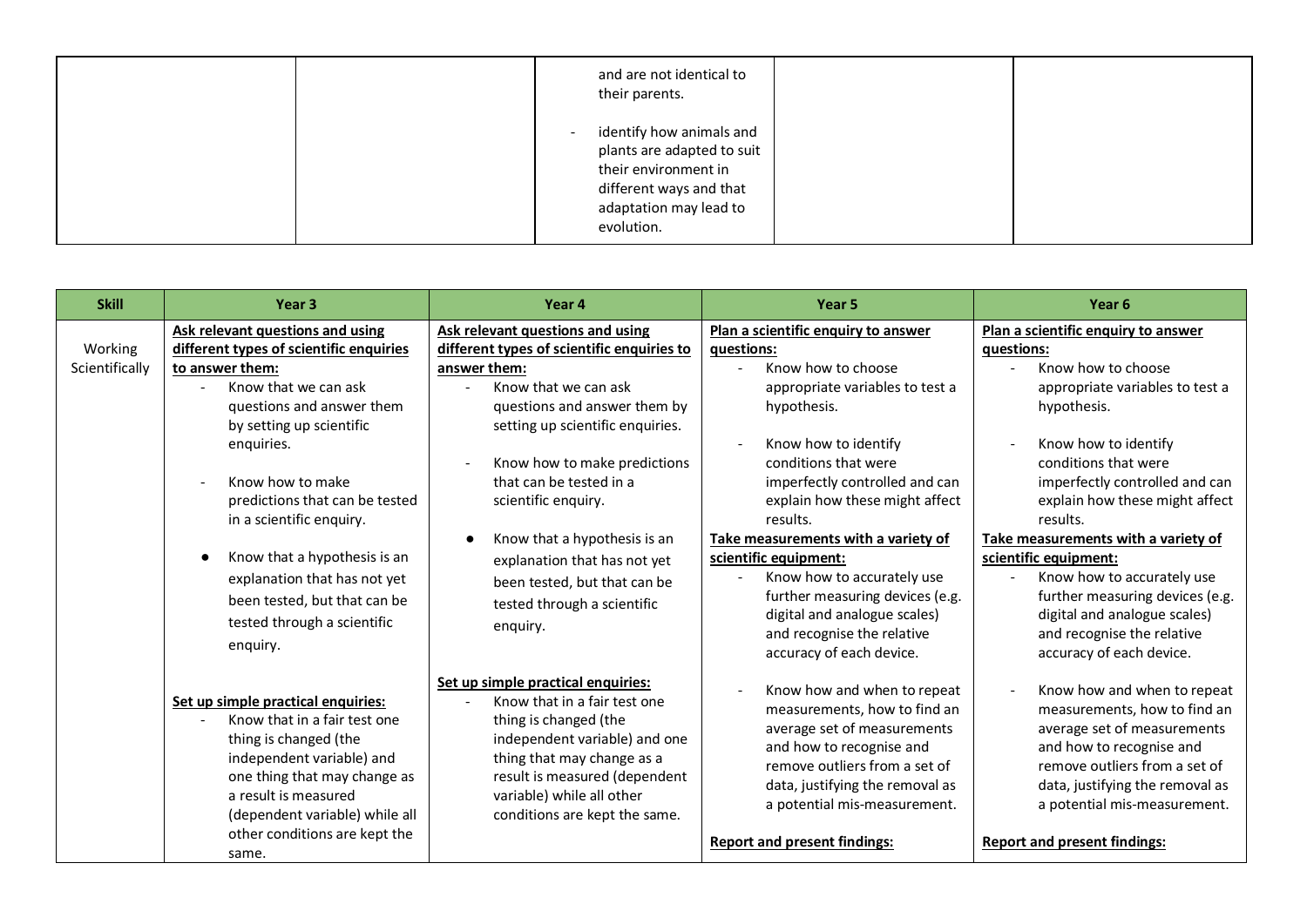| | | | | |
|---|---|---|---|---|
| | | and are not identical to their parents.<br><br>- identify how animals and plants are adapted to suit their environment in different ways and that adaptation may lead to evolution. | | |

| Skill | Year 3 | Year 4 | Year 5 | Year 6 |
|---|---|---|---|---|
| Working Scientifically | **Ask relevant questions and using different types of scientific enquiries to answer them:**<br>- Know that we can ask questions and answer them by setting up scientific enquiries.<br><br>- Know how to make predictions that can be tested in a scientific enquiry.<br><br>● Know that a hypothesis is an explanation that has not yet been tested, but that can be tested through a scientific enquiry.<br><br>**Set up simple practical enquiries:**<br>- Know that in a fair test one thing is changed (the independent variable) and one thing that may change as a result is measured (dependent variable) while all other conditions are kept the same. | **Ask relevant questions and using different types of scientific enquiries to answer them:**<br>- Know that we can ask questions and answer them by setting up scientific enquiries.<br><br>- Know how to make predictions that can be tested in a scientific enquiry.<br><br>● Know that a hypothesis is an explanation that has not yet been tested, but that can be tested through a scientific enquiry.<br><br>**Set up simple practical enquiries:**<br>- Know that in a fair test one thing is changed (the independent variable) and one thing that may change as a result is measured (dependent variable) while all other conditions are kept the same. | **Plan a scientific enquiry to answer questions:**<br>- Know how to choose appropriate variables to test a hypothesis.<br><br>- Know how to identify conditions that were imperfectly controlled and can explain how these might affect results.<br><br>**Take measurements with a variety of scientific equipment:**<br>- Know how to accurately use further measuring devices (e.g. digital and analogue scales) and recognise the relative accuracy of each device.<br><br>- Know how and when to repeat measurements, how to find an average set of measurements and how to recognise and remove outliers from a set of data, justifying the removal as a potential mis-measurement.<br><br>**Report and present findings:** | **Plan a scientific enquiry to answer questions:**<br>- Know how to choose appropriate variables to test a hypothesis.<br><br>- Know how to identify conditions that were imperfectly controlled and can explain how these might affect results.<br><br>**Take measurements with a variety of scientific equipment:**<br>- Know how to accurately use further measuring devices (e.g. digital and analogue scales) and recognise the relative accuracy of each device.<br><br>- Know how and when to repeat measurements, how to find an average set of measurements and how to recognise and remove outliers from a set of data, justifying the removal as a potential mis-measurement.<br><br>**Report and present findings:** |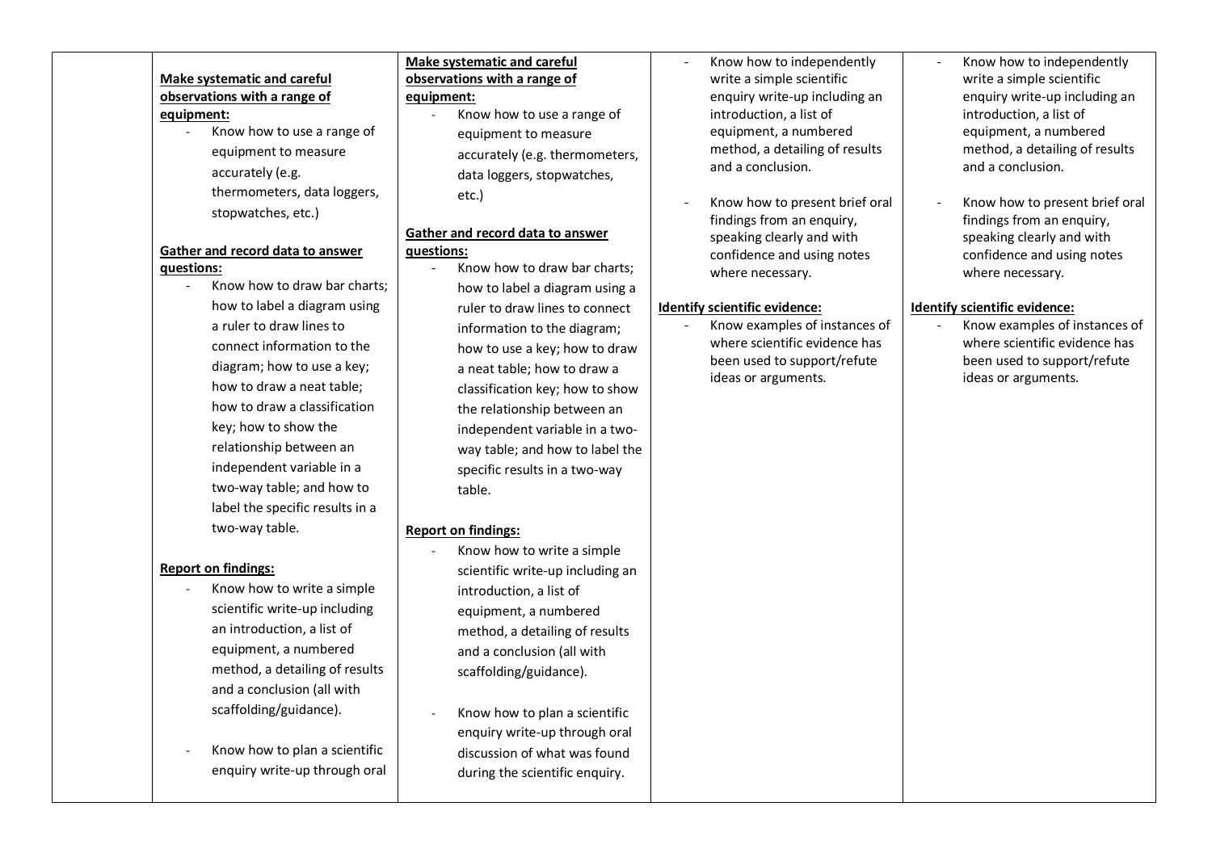| | | | | |
|---|---|---|---|---|
| | **Make systematic and careful observations with a range of equipment:**<br>- Know how to use a range of equipment to measure accurately (e.g. thermometers, data loggers, stopwatches, etc.)<br><br>**Gather and record data to answer questions:**<br>- Know how to draw bar charts; how to label a diagram using a ruler to draw lines to connect information to the diagram; how to use a key; how to draw a neat table; how to draw a classification key; how to show the relationship between an independent variable in a two-way table; and how to label the specific results in a two-way table.<br><br>**Report on findings:**<br>- Know how to write a simple scientific write-up including an introduction, a list of equipment, a numbered method, a detailing of results and a conclusion (all with scaffolding/guidance).<br><br>- Know how to plan a scientific enquiry write-up through oral | **Make systematic and careful observations with a range of equipment:**<br>- Know how to use a range of equipment to measure accurately (e.g. thermometers, data loggers, stopwatches, etc.)<br><br>**Gather and record data to answer questions:**<br>- Know how to draw bar charts; how to label a diagram using a ruler to draw lines to connect information to the diagram; how to use a key; how to draw a neat table; how to draw a classification key; how to show the relationship between an independent variable in a two-way table; and how to label the specific results in a two-way table.<br><br>**Report on findings:**<br>- Know how to write a simple scientific write-up including an introduction, a list of equipment, a numbered method, a detailing of results and a conclusion (all with scaffolding/guidance).<br><br>- Know how to plan a scientific enquiry write-up through oral discussion of what was found during the scientific enquiry. | - Know how to independently write a simple scientific enquiry write-up including an introduction, a list of equipment, a numbered method, a detailing of results and a conclusion.<br><br>- Know how to present brief oral findings from an enquiry, speaking clearly and with confidence and using notes where necessary.<br><br>**Identify scientific evidence:**<br>- Know examples of instances of where scientific evidence has been used to support/refute ideas or arguments. | - Know how to independently write a simple scientific enquiry write-up including an introduction, a list of equipment, a numbered method, a detailing of results and a conclusion.<br><br>- Know how to present brief oral findings from an enquiry, speaking clearly and with confidence and using notes where necessary.<br><br>**Identify scientific evidence:**<br>- Know examples of instances of where scientific evidence has been used to support/refute ideas or arguments. |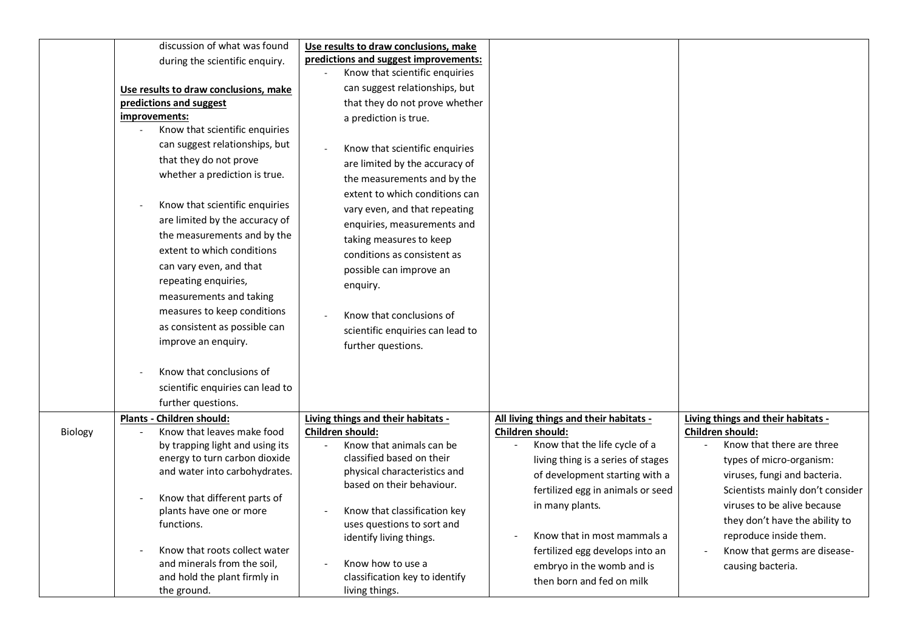| | | | | |
|---|---|---|---|---|
| | discussion of what was found during the scientific enquiry.<br><br>**Use results to draw conclusions, make predictions and suggest improvements:**<br>- Know that scientific enquiries can suggest relationships, but that they do not prove whether a prediction is true.<br>- Know that scientific enquiries are limited by the accuracy of the measurements and by the extent to which conditions can vary even, and that repeating enquiries, measurements and taking measures to keep conditions as consistent as possible can improve an enquiry.<br>- Know that conclusions of scientific enquiries can lead to further questions. | **Use results to draw conclusions, make predictions and suggest improvements:**<br>- Know that scientific enquiries can suggest relationships, but that they do not prove whether a prediction is true.<br>- Know that scientific enquiries are limited by the accuracy of the measurements and by the extent to which conditions can vary even, and that repeating enquiries, measurements and taking measures to keep conditions as consistent as possible can improve an enquiry.<br>- Know that conclusions of scientific enquiries can lead to further questions. | | |
| Biology | **Plants - Children should:**<br>- Know that leaves make food by trapping light and using its energy to turn carbon dioxide and water into carbohydrates.<br>- Know that different parts of plants have one or more functions.<br>- Know that roots collect water and minerals from the soil, and hold the plant firmly in the ground. | **Living things and their habitats - Children should:**<br>- Know that animals can be classified based on their physical characteristics and based on their behaviour.<br>- Know that classification key uses questions to sort and identify living things.<br>- Know how to use a classification key to identify living things. | **All living things and their habitats - Children should:**<br>- Know that the life cycle of a living thing is a series of stages of development starting with a fertilized egg in animals or seed in many plants.<br>- Know that in most mammals a fertilized egg develops into an embryo in the womb and is then born and fed on milk | **Living things and their habitats - Children should:**<br>- Know that there are three types of micro-organism: viruses, fungi and bacteria. Scientists mainly don't consider viruses to be alive because they don't have the ability to reproduce inside them.<br>- Know that germs are disease-causing bacteria. |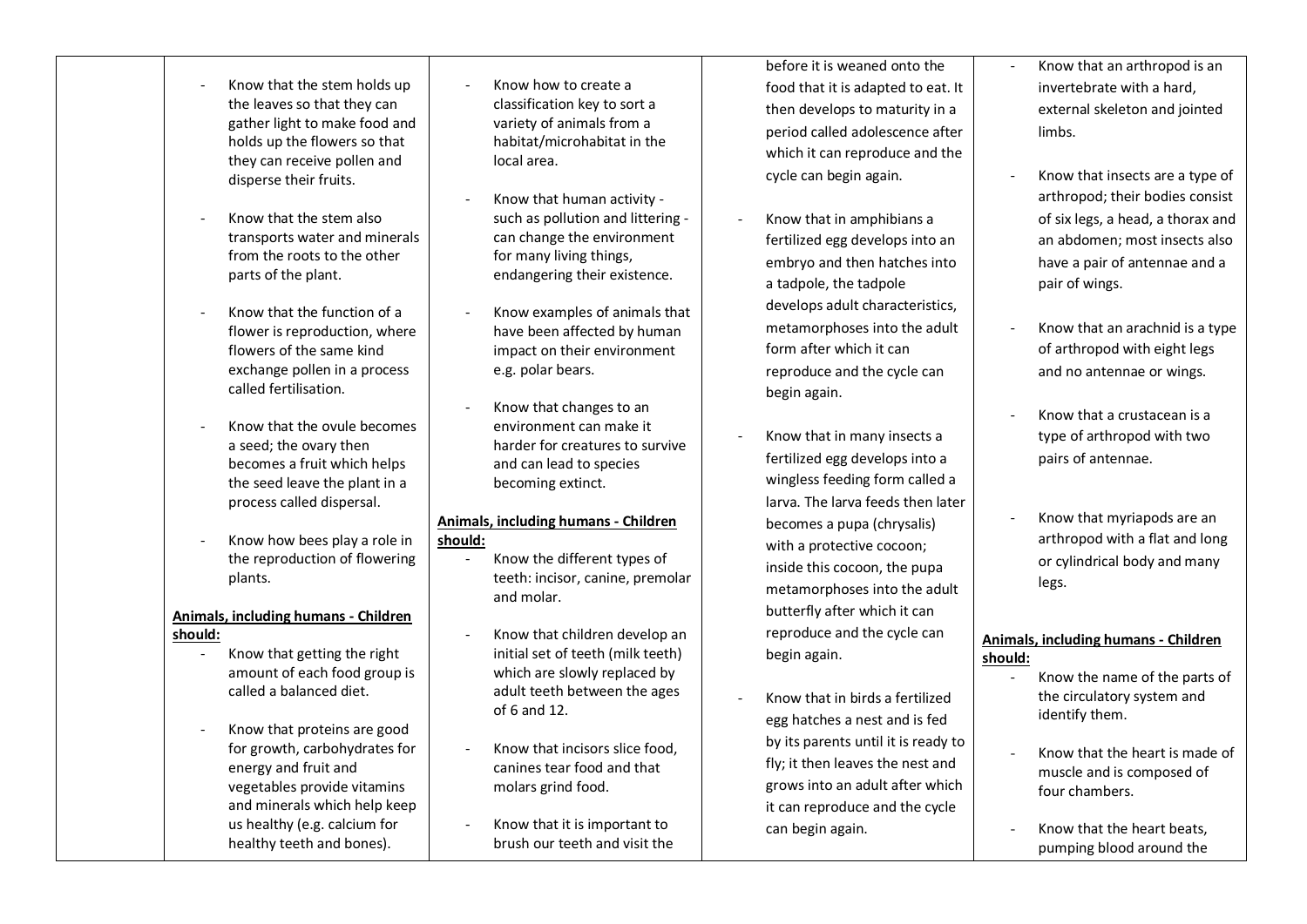| | | | | |
|---|---|---|---|---|
| | - Know that the stem holds up the leaves so that they can gather light to make food and holds up the flowers so that they can receive pollen and disperse their fruits.<br><br>- Know that the stem also transports water and minerals from the roots to the other parts of the plant.<br><br>- Know that the function of a flower is reproduction, where flowers of the same kind exchange pollen in a process called fertilisation.<br><br>- Know that the ovule becomes a seed; the ovary then becomes a fruit which helps the seed leave the plant in a process called dispersal.<br><br>- Know how bees play a role in the reproduction of flowering plants.<br><br>**Animals, including humans - Children should:**<br>- Know that getting the right amount of each food group is called a balanced diet.<br><br>- Know that proteins are good for growth, carbohydrates for energy and fruit and vegetables provide vitamins and minerals which help keep us healthy (e.g. calcium for healthy teeth and bones). | - Know how to create a classification key to sort a variety of animals from a habitat/microhabitat in the local area.<br><br>- Know that human activity - such as pollution and littering - can change the environment for many living things, endangering their existence.<br><br>- Know examples of animals that have been affected by human impact on their environment e.g. polar bears.<br><br>- Know that changes to an environment can make it harder for creatures to survive and can lead to species becoming extinct.<br><br>**Animals, including humans - Children should:**<br>- Know the different types of teeth: incisor, canine, premolar and molar.<br><br>- Know that children develop an initial set of teeth (milk teeth) which are slowly replaced by adult teeth between the ages of 6 and 12.<br><br>- Know that incisors slice food, canines tear food and that molars grind food.<br><br>- Know that it is important to brush our teeth and visit the | before it is weaned onto the food that it is adapted to eat. It then develops to maturity in a period called adolescence after which it can reproduce and the cycle can begin again.<br><br>- Know that in amphibians a fertilized egg develops into an embryo and then hatches into a tadpole, the tadpole develops adult characteristics, metamorphoses into the adult form after which it can reproduce and the cycle can begin again.<br><br>- Know that in many insects a fertilized egg develops into a wingless feeding form called a larva. The larva feeds then later becomes a pupa (chrysalis) with a protective cocoon; inside this cocoon, the pupa metamorphoses into the adult butterfly after which it can reproduce and the cycle can begin again.<br><br>- Know that in birds a fertilized egg hatches a nest and is fed by its parents until it is ready to fly; it then leaves the nest and grows into an adult after which it can reproduce and the cycle can begin again. | - Know that an arthropod is an invertebrate with a hard, external skeleton and jointed limbs.<br><br>- Know that insects are a type of arthropod; their bodies consist of six legs, a head, a thorax and an abdomen; most insects also have a pair of antennae and a pair of wings.<br><br>- Know that an arachnid is a type of arthropod with eight legs and no antennae or wings.<br><br>- Know that a crustacean is a type of arthropod with two pairs of antennae.<br><br>- Know that myriapods are an arthropod with a flat and long or cylindrical body and many legs.<br><br>**Animals, including humans - Children should:**<br>- Know the name of the parts of the circulatory system and identify them.<br><br>- Know that the heart is made of muscle and is composed of four chambers.<br><br>- Know that the heart beats, pumping blood around the |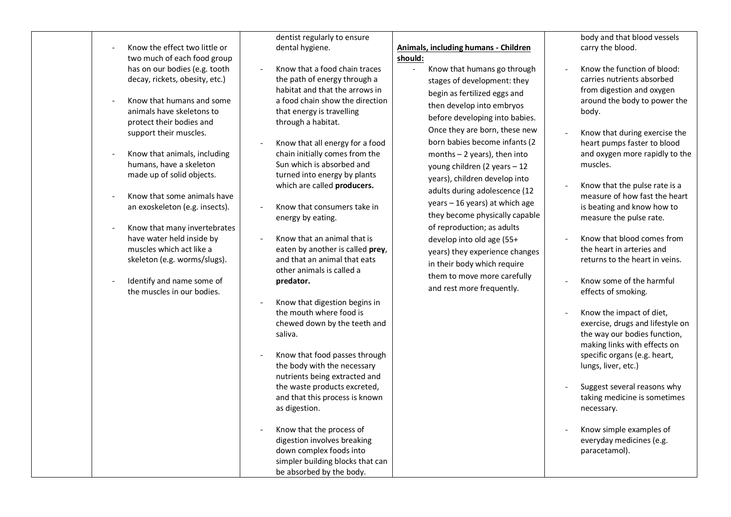| | | | | |
|---|---|---|---|---|
| | - Know the effect two little or two much of each food group has on our bodies (e.g. tooth decay, rickets, obesity, etc.)<br><br>- Know that humans and some animals have skeletons to protect their bodies and support their muscles.<br><br>- Know that animals, including humans, have a skeleton made up of solid objects.<br><br>- Know that some animals have an exoskeleton (e.g. insects).<br><br>- Know that many invertebrates have water held inside by muscles which act like a skeleton (e.g. worms/slugs).<br><br>- Identify and name some of the muscles in our bodies. | dentist regularly to ensure dental hygiene.<br><br>- Know that a food chain traces the path of energy through a habitat and that the arrows in a food chain show the direction that energy is travelling through a habitat.<br><br>- Know that all energy for a food chain initially comes from the Sun which is absorbed and turned into energy by plants which are called **producers.**<br><br>- Know that consumers take in energy by eating.<br><br>- Know that an animal that is eaten by another is called **prey**, and that an animal that eats other animals is called a **predator.**<br><br>- Know that digestion begins in the mouth where food is chewed down by the teeth and saliva.<br><br>- Know that food passes through the body with the necessary nutrients being extracted and the waste products excreted, and that this process is known as digestion.<br><br>- Know that the process of digestion involves breaking down complex foods into simpler building blocks that can be absorbed by the body. | **Animals, including humans - Children should:**<br><br>- Know that humans go through stages of development: they begin as fertilized eggs and then develop into embryos before developing into babies. Once they are born, these new born babies become infants (2 months – 2 years), then into young children (2 years – 12 years), children develop into adults during adolescence (12 years – 16 years) at which age they become physically capable of reproduction; as adults develop into old age (55+ years) they experience changes in their body which require them to move more carefully and rest more frequently. | body and that blood vessels carry the blood.<br><br>- Know the function of blood: carries nutrients absorbed from digestion and oxygen around the body to power the body.<br><br>- Know that during exercise the heart pumps faster to blood and oxygen more rapidly to the muscles.<br><br>- Know that the pulse rate is a measure of how fast the heart is beating and know how to measure the pulse rate.<br><br>- Know that blood comes from the heart in arteries and returns to the heart in veins.<br><br>- Know some of the harmful effects of smoking.<br><br>- Know the impact of diet, exercise, drugs and lifestyle on the way our bodies function, making links with effects on specific organs (e.g. heart, lungs, liver, etc.)<br><br>- Suggest several reasons why taking medicine is sometimes necessary.<br><br>- Know simple examples of everyday medicines (e.g. paracetamol). |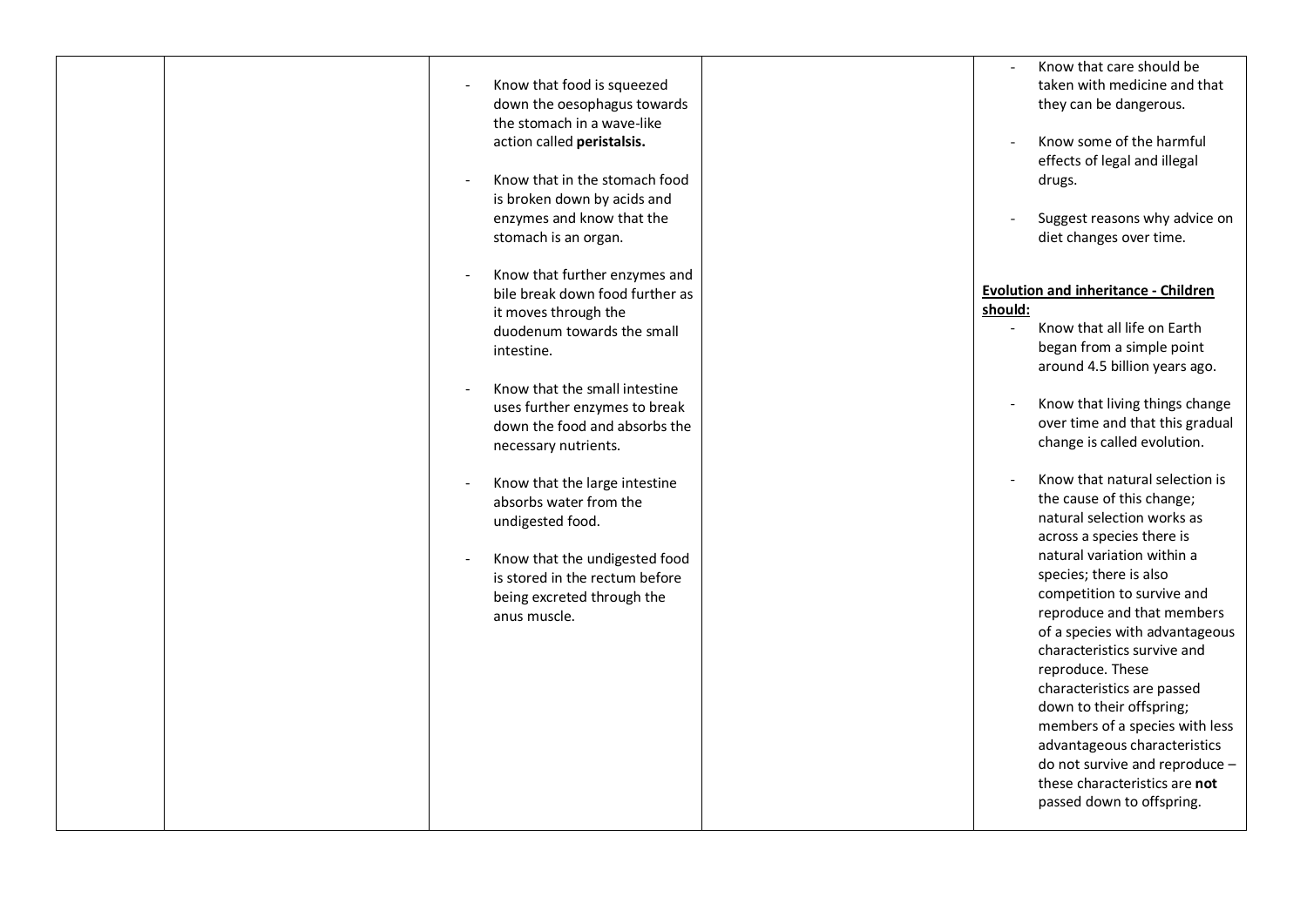| | | | | |
|---|---|---|---|---|
| | | - Know that food is squeezed down the oesophagus towards the stomach in a wave-like action called **peristalsis.**<br><br>- Know that in the stomach food is broken down by acids and enzymes and know that the stomach is an organ.<br><br>- Know that further enzymes and bile break down food further as it moves through the duodenum towards the small intestine.<br><br>- Know that the small intestine uses further enzymes to break down the food and absorbs the necessary nutrients.<br><br>- Know that the large intestine absorbs water from the undigested food.<br><br>- Know that the undigested food is stored in the rectum before being excreted through the anus muscle. | | - Know that care should be taken with medicine and that they can be dangerous.<br><br>- Know some of the harmful effects of legal and illegal drugs.<br><br>- Suggest reasons why advice on diet changes over time.<br><br>**<u>Evolution and inheritance - Children should:</u>**<br>- Know that all life on Earth began from a simple point around 4.5 billion years ago.<br><br>- Know that living things change over time and that this gradual change is called evolution.<br><br>- Know that natural selection is the cause of this change; natural selection works as across a species there is natural variation within a species; there is also competition to survive and reproduce and that members of a species with advantageous characteristics survive and reproduce. These characteristics are passed down to their offspring; members of a species with less advantageous characteristics do not survive and reproduce – these characteristics are **not** passed down to offspring. |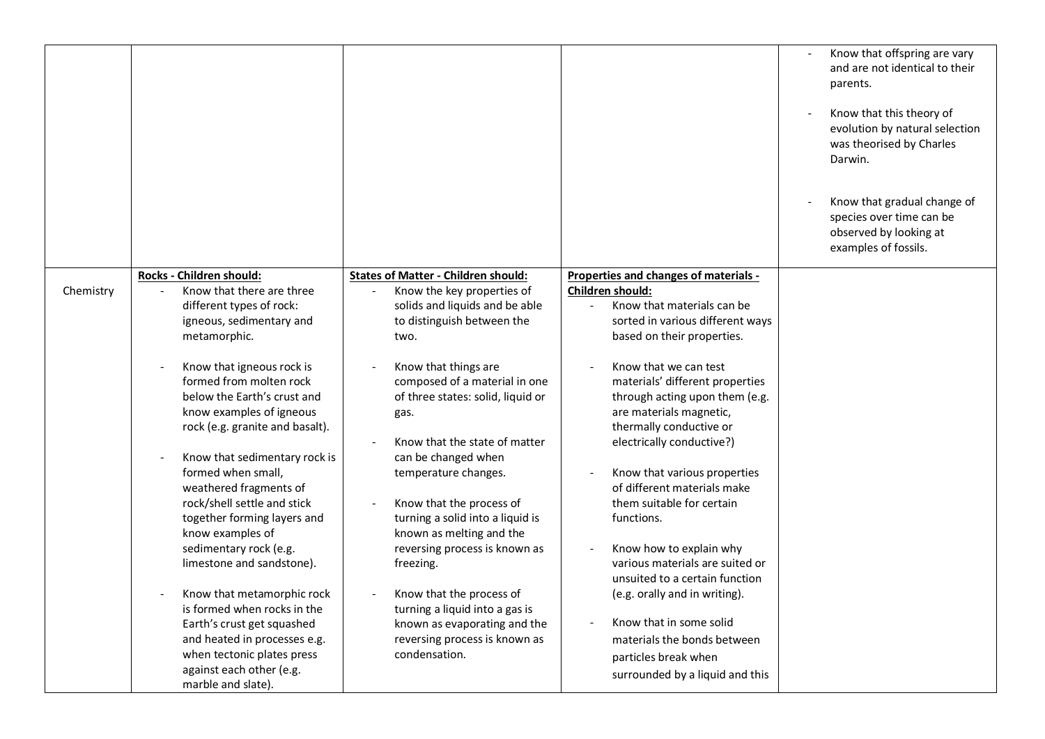| | | | | |
|---|---|---|---|---|
| | | | | - Know that offspring are vary and are not identical to their parents.<br><br>- Know that this theory of evolution by natural selection was theorised by Charles Darwin.<br><br>- Know that gradual change of species over time can be observed by looking at examples of fossils. |
| Chemistry | **<u>Rocks - Children should:</u>**<br>- Know that there are three different types of rock: igneous, sedimentary and metamorphic.<br><br>- Know that igneous rock is formed from molten rock below the Earth's crust and know examples of igneous rock (e.g. granite and basalt).<br><br>- Know that sedimentary rock is formed when small, weathered fragments of rock/shell settle and stick together forming layers and know examples of sedimentary rock (e.g. limestone and sandstone).<br><br>- Know that metamorphic rock is formed when rocks in the Earth's crust get squashed and heated in processes e.g. when tectonic plates press against each other (e.g. marble and slate). | **<u>States of Matter - Children should:</u>**<br>- Know the key properties of solids and liquids and be able to distinguish between the two.<br><br>- Know that things are composed of a material in one of three states: solid, liquid or gas.<br><br>- Know that the state of matter can be changed when temperature changes.<br><br>- Know that the process of turning a solid into a liquid is known as melting and the reversing process is known as freezing.<br><br>- Know that the process of turning a liquid into a gas is known as evaporating and the reversing process is known as condensation. | **<u>Properties and changes of materials - Children should:</u>**<br>- Know that materials can be sorted in various different ways based on their properties.<br><br>- Know that we can test materials' different properties through acting upon them (e.g. are materials magnetic, thermally conductive or electrically conductive?)<br><br>- Know that various properties of different materials make them suitable for certain functions.<br><br>- Know how to explain why various materials are suited or unsuited to a certain function (e.g. orally and in writing).<br><br>- Know that in some solid materials the bonds between particles break when surrounded by a liquid and this | |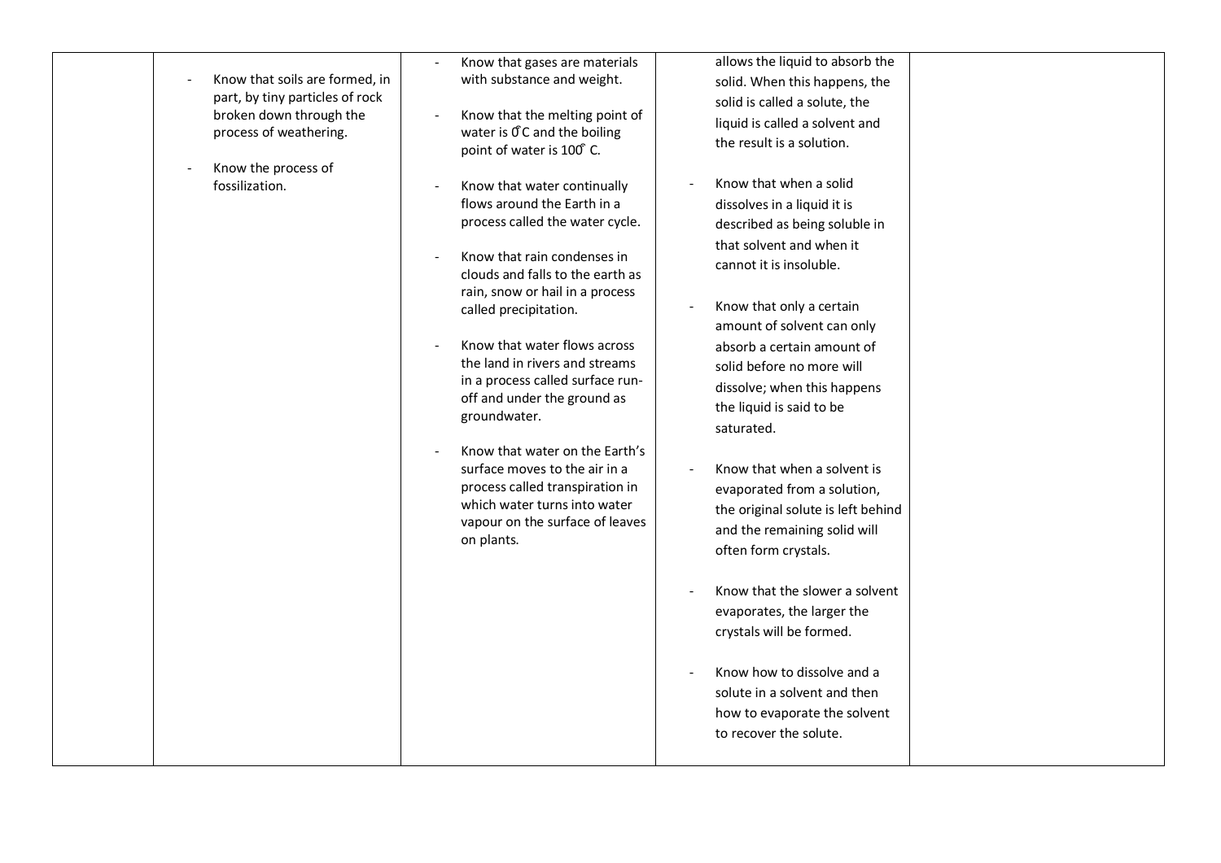|  |  |  |  |  |
|---|---|---|---|---|
|  | - Know that soils are formed, in part, by tiny particles of rock broken down through the process of weathering.<br><br>- Know the process of fossilization. | - Know that gases are materials with substance and weight.<br><br>- Know that the melting point of water is 0̊C and the boiling point of water is 100̊ C.<br><br>- Know that water continually flows around the Earth in a process called the water cycle.<br><br>- Know that rain condenses in clouds and falls to the earth as rain, snow or hail in a process called precipitation.<br><br>- Know that water flows across the land in rivers and streams in a process called surface run-off and under the ground as groundwater.<br><br>- Know that water on the Earth's surface moves to the air in a process called transpiration in which water turns into water vapour on the surface of leaves on plants. | allows the liquid to absorb the solid. When this happens, the solid is called a solute, the liquid is called a solvent and the result is a solution.<br><br>- Know that when a solid dissolves in a liquid it is described as being soluble in that solvent and when it cannot it is insoluble.<br><br>- Know that only a certain amount of solvent can only absorb a certain amount of solid before no more will dissolve; when this happens the liquid is said to be saturated.<br><br>- Know that when a solvent is evaporated from a solution, the original solute is left behind and the remaining solid will often form crystals.<br><br>- Know that the slower a solvent evaporates, the larger the crystals will be formed.<br><br>- Know how to dissolve and a solute in a solvent and then how to evaporate the solvent to recover the solute. |  |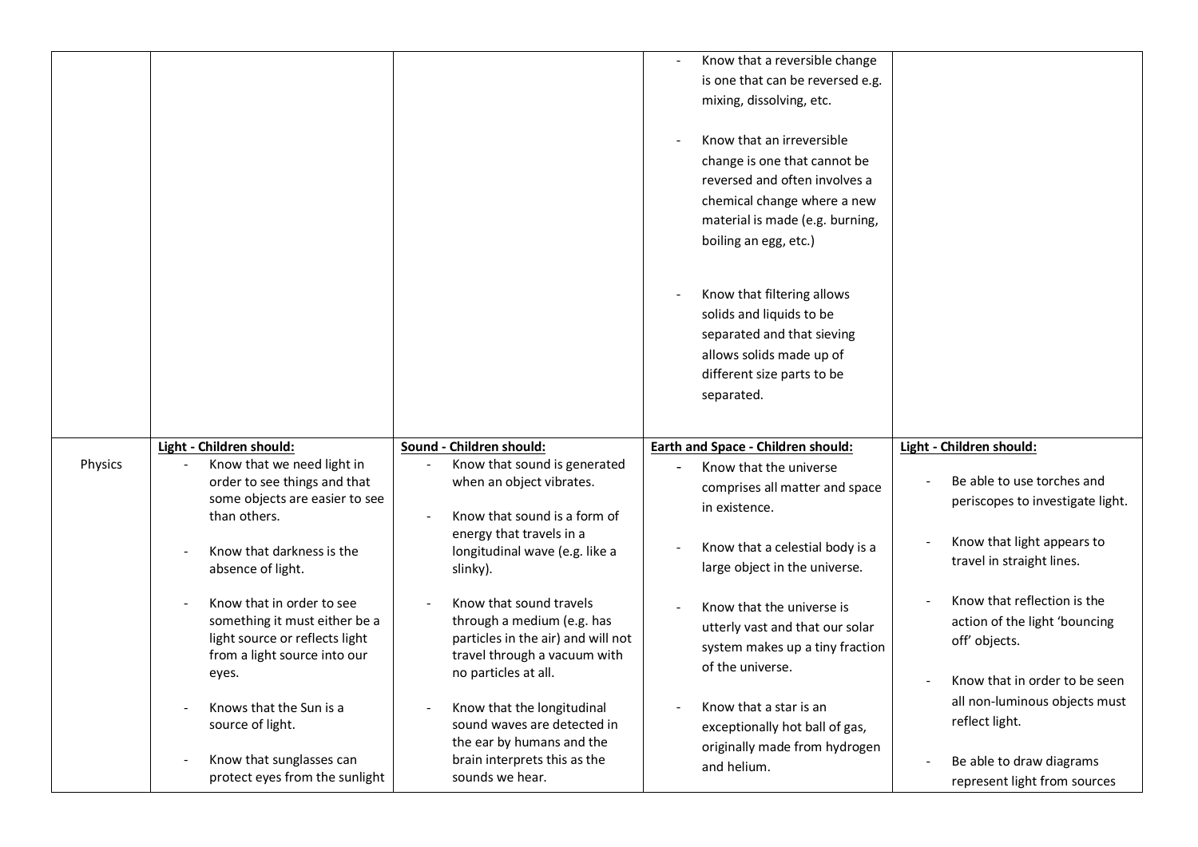| | | | | |
|---|---|---|---|---|
| | | | - Know that a reversible change is one that can be reversed e.g. mixing, dissolving, etc.<br><br>- Know that an irreversible change is one that cannot be reversed and often involves a chemical change where a new material is made (e.g. burning, boiling an egg, etc.)<br><br>- Know that filtering allows solids and liquids to be separated and that sieving allows solids made up of different size parts to be separated. | |
| Physics | <u>**Light - Children should:**</u><br>- Know that we need light in order to see things and that some objects are easier to see than others.<br><br>- Know that darkness is the absence of light.<br><br>- Know that in order to see something it must either be a light source or reflects light from a light source into our eyes.<br><br>- Knows that the Sun is a source of light.<br><br>- Know that sunglasses can protect eyes from the sunlight | <u>**Sound - Children should:**</u><br>- Know that sound is generated when an object vibrates.<br><br>- Know that sound is a form of energy that travels in a longitudinal wave (e.g. like a slinky).<br><br>- Know that sound travels through a medium (e.g. has particles in the air) and will not travel through a vacuum with no particles at all.<br><br>- Know that the longitudinal sound waves are detected in the ear by humans and the brain interprets this as the sounds we hear. | <u>**Earth and Space - Children should:**</u><br>- Know that the universe comprises all matter and space in existence.<br><br>- Know that a celestial body is a large object in the universe.<br><br>- Know that the universe is utterly vast and that our solar system makes up a tiny fraction of the universe.<br><br>- Know that a star is an exceptionally hot ball of gas, originally made from hydrogen and helium. | <u>**Light - Children should:**</u><br>- Be able to use torches and periscopes to investigate light.<br><br>- Know that light appears to travel in straight lines.<br><br>- Know that reflection is the action of the light 'bouncing off' objects.<br><br>- Know that in order to be seen all non-luminous objects must reflect light.<br><br>- Be able to draw diagrams represent light from sources |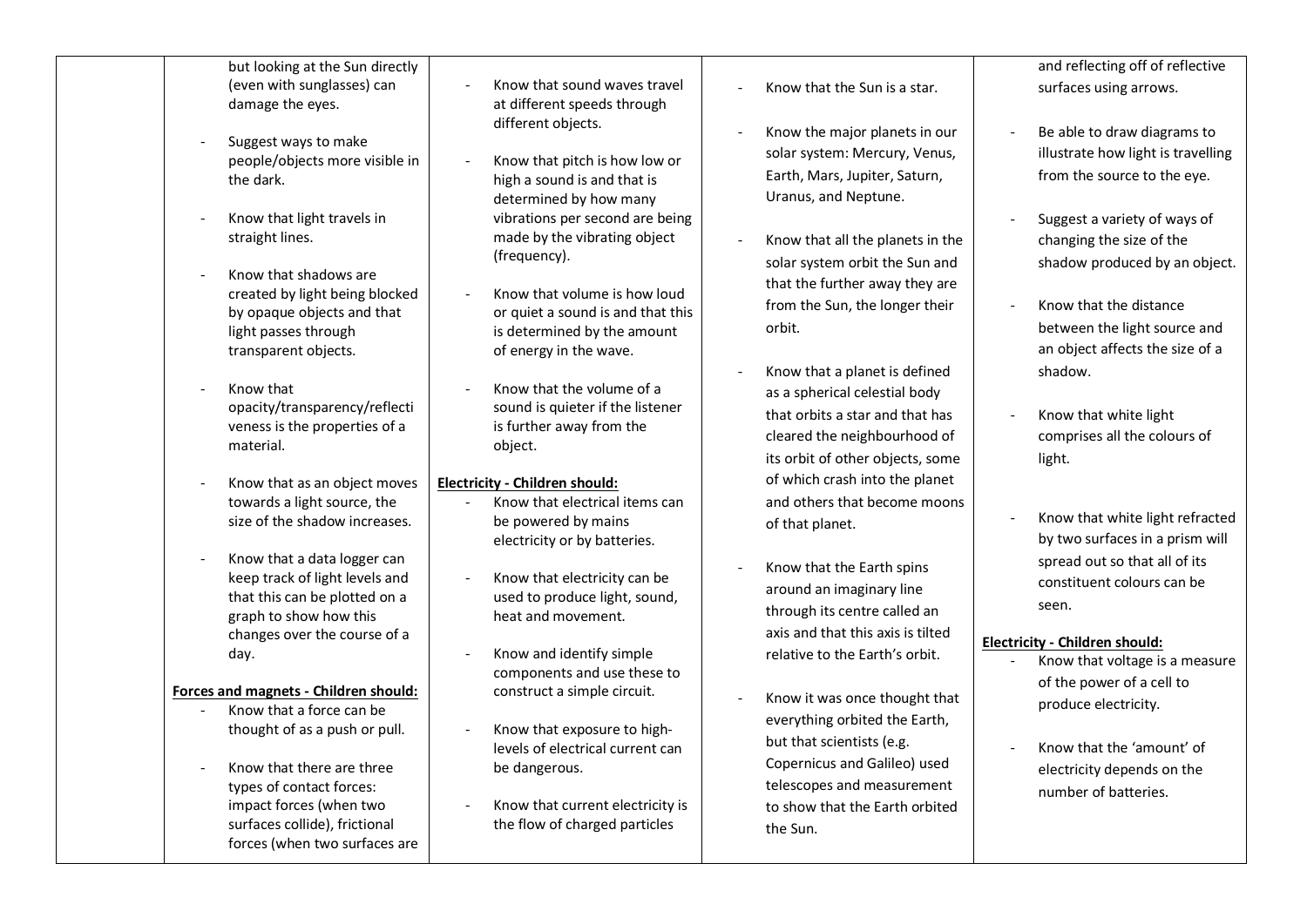| | | | | |
|---|---|---|---|---|
| | but looking at the Sun directly (even with sunglasses) can damage the eyes.<br><br>- Suggest ways to make people/objects more visible in the dark.<br><br>- Know that light travels in straight lines.<br><br>- Know that shadows are created by light being blocked by opaque objects and that light passes through transparent objects.<br><br>- Know that opacity/transparency/reflectiveness is the properties of a material.<br><br>- Know that as an object moves towards a light source, the size of the shadow increases.<br><br>- Know that a data logger can keep track of light levels and that this can be plotted on a graph to show how this changes over the course of a day.<br><br>**Forces and magnets - Children should:**<br>- Know that a force can be thought of as a push or pull.<br><br>- Know that there are three types of contact forces: impact forces (when two surfaces collide), frictional forces (when two surfaces are | - Know that sound waves travel at different speeds through different objects.<br><br>- Know that pitch is how low or high a sound is and that is determined by how many vibrations per second are being made by the vibrating object (frequency).<br><br>- Know that volume is how loud or quiet a sound is and that this is determined by the amount of energy in the wave.<br><br>- Know that the volume of a sound is quieter if the listener is further away from the object.<br><br>**Electricity - Children should:**<br>- Know that electrical items can be powered by mains electricity or by batteries.<br><br>- Know that electricity can be used to produce light, sound, heat and movement.<br><br>- Know and identify simple components and use these to construct a simple circuit.<br><br>- Know that exposure to high-levels of electrical current can be dangerous.<br><br>- Know that current electricity is the flow of charged particles | - Know that the Sun is a star.<br><br>- Know the major planets in our solar system: Mercury, Venus, Earth, Mars, Jupiter, Saturn, Uranus, and Neptune.<br><br>- Know that all the planets in the solar system orbit the Sun and that the further away they are from the Sun, the longer their orbit.<br><br>- Know that a planet is defined as a spherical celestial body that orbits a star and that has cleared the neighbourhood of its orbit of other objects, some of which crash into the planet and others that become moons of that planet.<br><br>- Know that the Earth spins around an imaginary line through its centre called an axis and that this axis is tilted relative to the Earth's orbit.<br><br>- Know it was once thought that everything orbited the Earth, but that scientists (e.g. Copernicus and Galileo) used telescopes and measurement to show that the Earth orbited the Sun. | and reflecting off of reflective surfaces using arrows.<br><br>- Be able to draw diagrams to illustrate how light is travelling from the source to the eye.<br><br>- Suggest a variety of ways of changing the size of the shadow produced by an object.<br><br>- Know that the distance between the light source and an object affects the size of a shadow.<br><br>- Know that white light comprises all the colours of light.<br><br>- Know that white light refracted by two surfaces in a prism will spread out so that all of its constituent colours can be seen.<br><br>**Electricity - Children should:**<br>- Know that voltage is a measure of the power of a cell to produce electricity.<br><br>- Know that the 'amount' of electricity depends on the number of batteries. |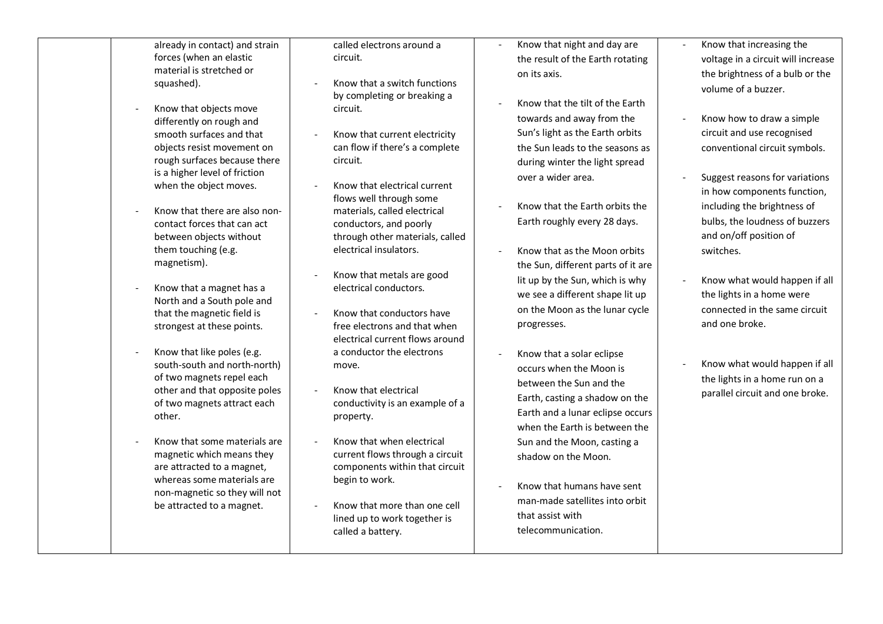| | | | | |
|---|---|---|---|---|
| | already in contact) and strain forces (when an elastic material is stretched or squashed).<br><br>- Know that objects move differently on rough and smooth surfaces and that objects resist movement on rough surfaces because there is a higher level of friction when the object moves.<br><br>- Know that there are also non-contact forces that can act between objects without them touching (e.g. magnetism).<br><br>- Know that a magnet has a North and a South pole and that the magnetic field is strongest at these points.<br><br>- Know that like poles (e.g. south-south and north-north) of two magnets repel each other and that opposite poles of two magnets attract each other.<br><br>- Know that some materials are magnetic which means they are attracted to a magnet, whereas some materials are non-magnetic so they will not be attracted to a magnet. | called electrons around a circuit.<br><br>- Know that a switch functions by completing or breaking a circuit.<br><br>- Know that current electricity can flow if there's a complete circuit.<br><br>- Know that electrical current flows well through some materials, called electrical conductors, and poorly through other materials, called electrical insulators.<br><br>- Know that metals are good electrical conductors.<br><br>- Know that conductors have free electrons and that when electrical current flows around a conductor the electrons move.<br><br>- Know that electrical conductivity is an example of a property.<br><br>- Know that when electrical current flows through a circuit components within that circuit begin to work.<br><br>- Know that more than one cell lined up to work together is called a battery. | - Know that night and day are the result of the Earth rotating on its axis.<br><br>- Know that the tilt of the Earth towards and away from the Sun's light as the Earth orbits the Sun leads to the seasons as during winter the light spread over a wider area.<br><br>- Know that the Earth orbits the Earth roughly every 28 days.<br><br>- Know that as the Moon orbits the Sun, different parts of it are lit up by the Sun, which is why we see a different shape lit up on the Moon as the lunar cycle progresses.<br><br>- Know that a solar eclipse occurs when the Moon is between the Sun and the Earth, casting a shadow on the Earth and a lunar eclipse occurs when the Earth is between the Sun and the Moon, casting a shadow on the Moon.<br><br>- Know that humans have sent man-made satellites into orbit that assist with telecommunication. | - Know that increasing the voltage in a circuit will increase the brightness of a bulb or the volume of a buzzer.<br><br>- Know how to draw a simple circuit and use recognised conventional circuit symbols.<br><br>- Suggest reasons for variations in how components function, including the brightness of bulbs, the loudness of buzzers and on/off position of switches.<br><br>- Know what would happen if all the lights in a home were connected in the same circuit and one broke.<br><br>- Know what would happen if all the lights in a home run on a parallel circuit and one broke. |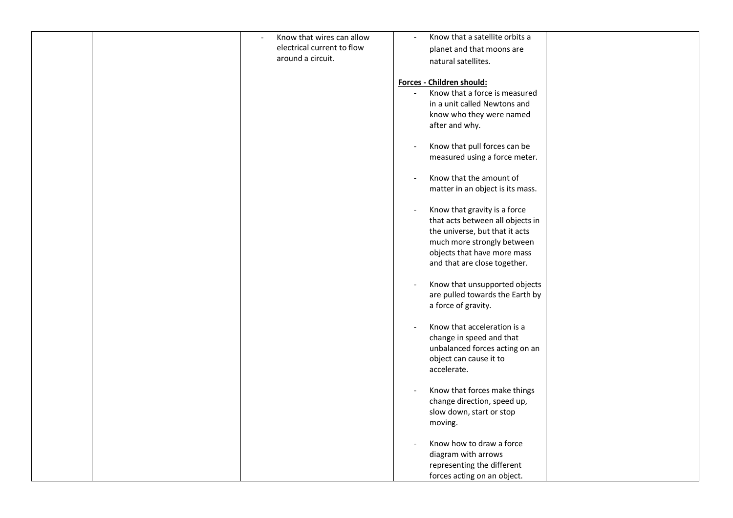|  |  | - Know that wires can allow electrical current to flow around a circuit. | - Know that a satellite orbits a planet and that moons are natural satellites.<br><br>**<u>Forces - Children should:</u>**<br>- Know that a force is measured in a unit called Newtons and know who they were named after and why.<br>- Know that pull forces can be measured using a force meter.<br>- Know that the amount of matter in an object is its mass.<br>- Know that gravity is a force that acts between all objects in the universe, but that it acts much more strongly between objects that have more mass and that are close together.<br>- Know that unsupported objects are pulled towards the Earth by a force of gravity.<br>- Know that acceleration is a change in speed and that unbalanced forces acting on an object can cause it to accelerate.<br>- Know that forces make things change direction, speed up, slow down, start or stop moving.<br>- Know how to draw a force diagram with arrows representing the different forces acting on an object. |  |
|---|---|---|---|---|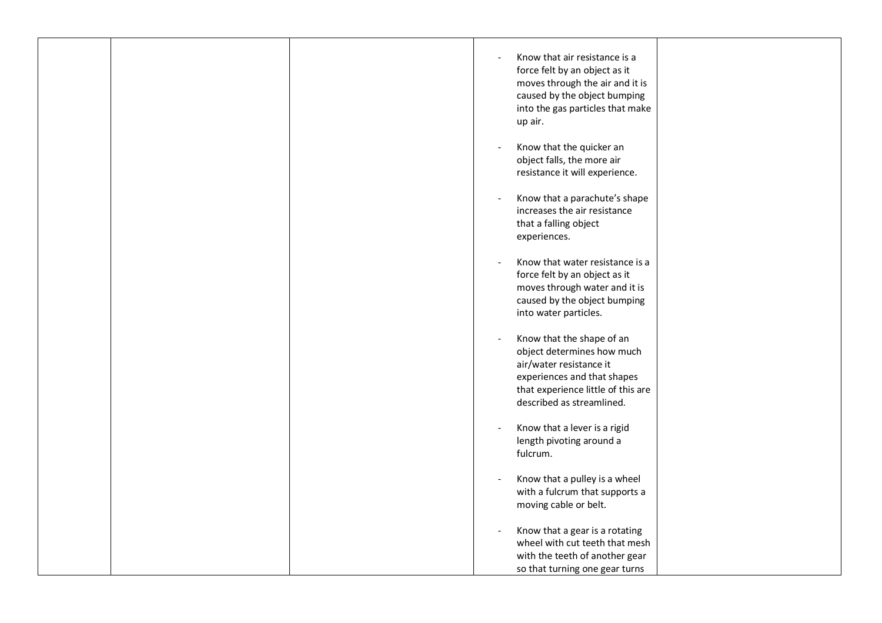|  |  |  | - Know that air resistance is a force felt by an object as it moves through the air and it is caused by the object bumping into the gas particles that make up air.<br><br>- Know that the quicker an object falls, the more air resistance it will experience.<br><br>- Know that a parachute's shape increases the air resistance that a falling object experiences.<br><br>- Know that water resistance is a force felt by an object as it moves through water and it is caused by the object bumping into water particles.<br><br>- Know that the shape of an object determines how much air/water resistance it experiences and that shapes that experience little of this are described as streamlined.<br><br>- Know that a lever is a rigid length pivoting around a fulcrum.<br><br>- Know that a pulley is a wheel with a fulcrum that supports a moving cable or belt.<br><br>- Know that a gear is a rotating wheel with cut teeth that mesh with the teeth of another gear so that turning one gear turns |  |
|---|---|---|---|---|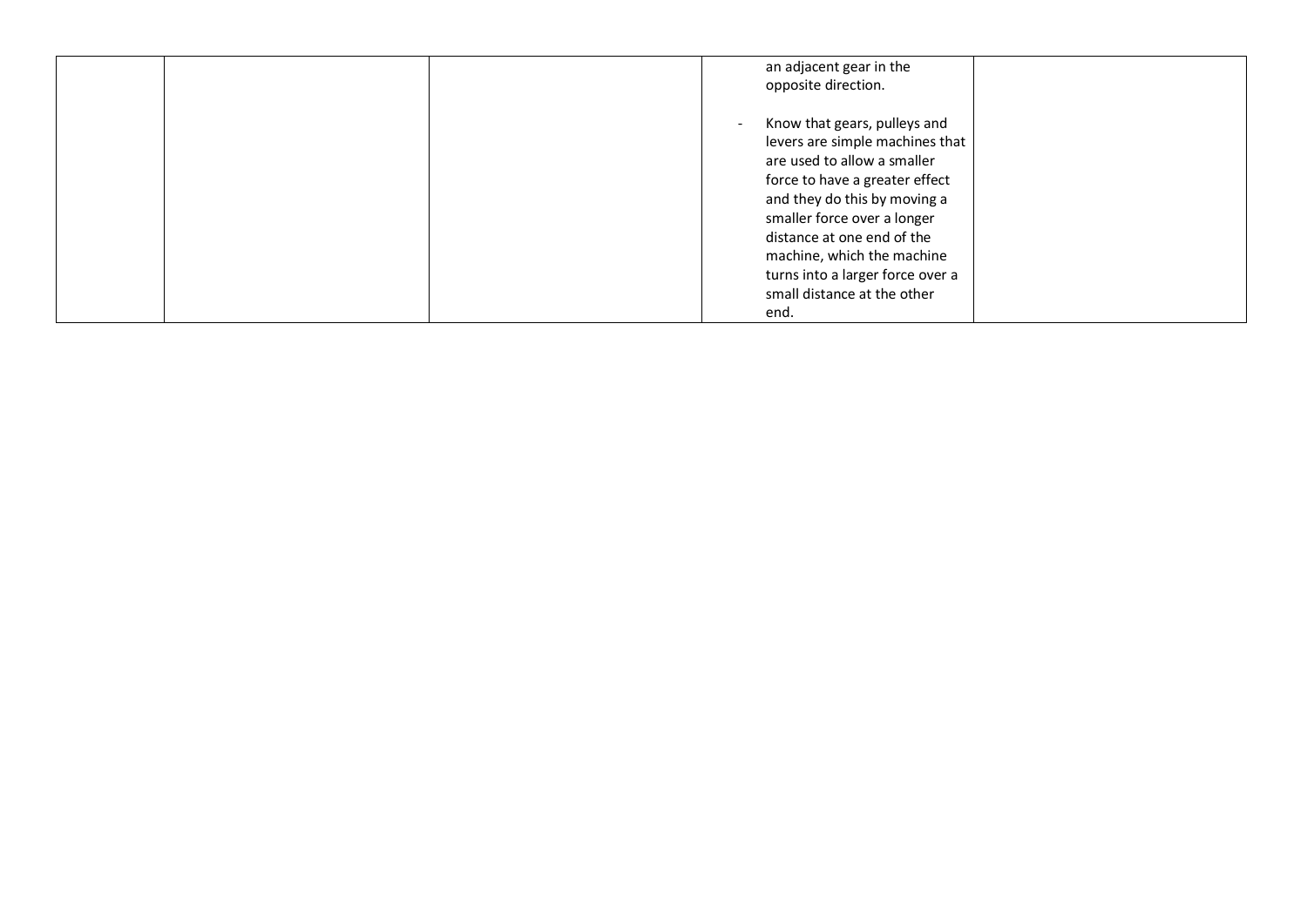| | | | | |
|---|---|---|---|---|
| | | | an adjacent gear in the opposite direction.<br><br>- Know that gears, pulleys and levers are simple machines that are used to allow a smaller force to have a greater effect and they do this by moving a smaller force over a longer distance at one end of the machine, which the machine turns into a larger force over a small distance at the other end. | |